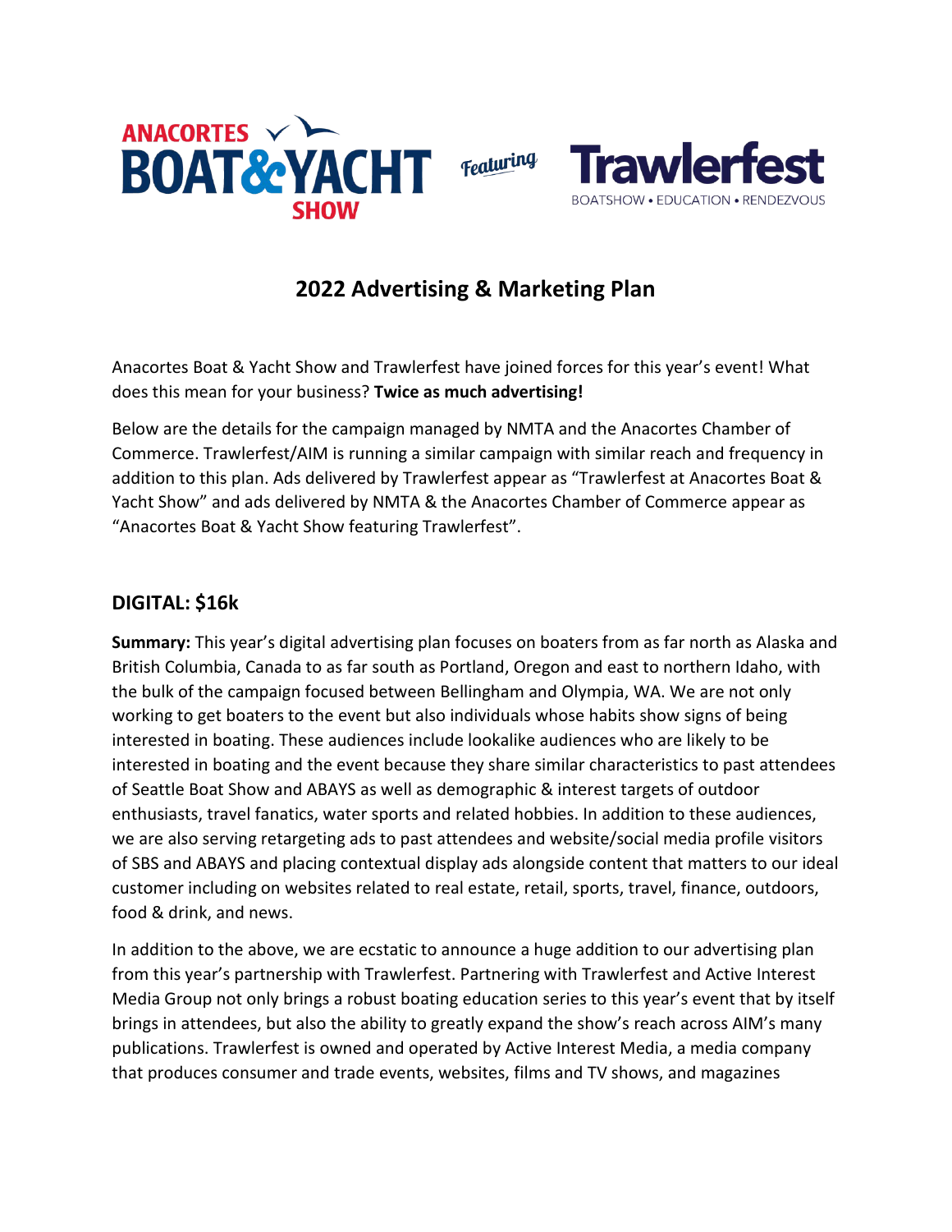ANACORTES BOAT & YACHT SHOW *Featuring* Trawlerfest BOATSHOW • EDUCATION • RENDEZVOUS

# 2022 Advertising & Marketing Plan

Anacortes Boat & Yacht Show and Trawlerfest have joined forces for this year's event! What does this mean for your business? **Twice as much advertising!**

Below are the details for the campaign managed by NMTA and the Anacortes Chamber of Commerce. Trawlerfest/AIM is running a similar campaign with similar reach and frequency in addition to this plan. Ads delivered by Trawlerfest appear as "Trawlerfest at Anacortes Boat & Yacht Show" and ads delivered by NMTA & the Anacortes Chamber of Commerce appear as "Anacortes Boat & Yacht Show featuring Trawlerfest".

## DIGITAL: $16k

**Summary:** This year's digital advertising plan focuses on boaters from as far north as Alaska and British Columbia, Canada to as far south as Portland, Oregon and east to northern Idaho, with the bulk of the campaign focused between Bellingham and Olympia, WA. We are not only working to get boaters to the event but also individuals whose habits show signs of being interested in boating. These audiences include lookalike audiences who are likely to be interested in boating and the event because they share similar characteristics to past attendees of Seattle Boat Show and ABAYS as well as demographic & interest targets of outdoor enthusiasts, travel fanatics, water sports and related hobbies. In addition to these audiences, we are also serving retargeting ads to past attendees and website/social media profile visitors of SBS and ABAYS and placing contextual display ads alongside content that matters to our ideal customer including on websites related to real estate, retail, sports, travel, finance, outdoors, food & drink, and news.

In addition to the above, we are ecstatic to announce a huge addition to our advertising plan from this year's partnership with Trawlerfest. Partnering with Trawlerfest and Active Interest Media Group not only brings a robust boating education series to this year's event that by itself brings in attendees, but also the ability to greatly expand the show's reach across AIM's many publications. Trawlerfest is owned and operated by Active Interest Media, a media company that produces consumer and trade events, websites, films and TV shows, and magazines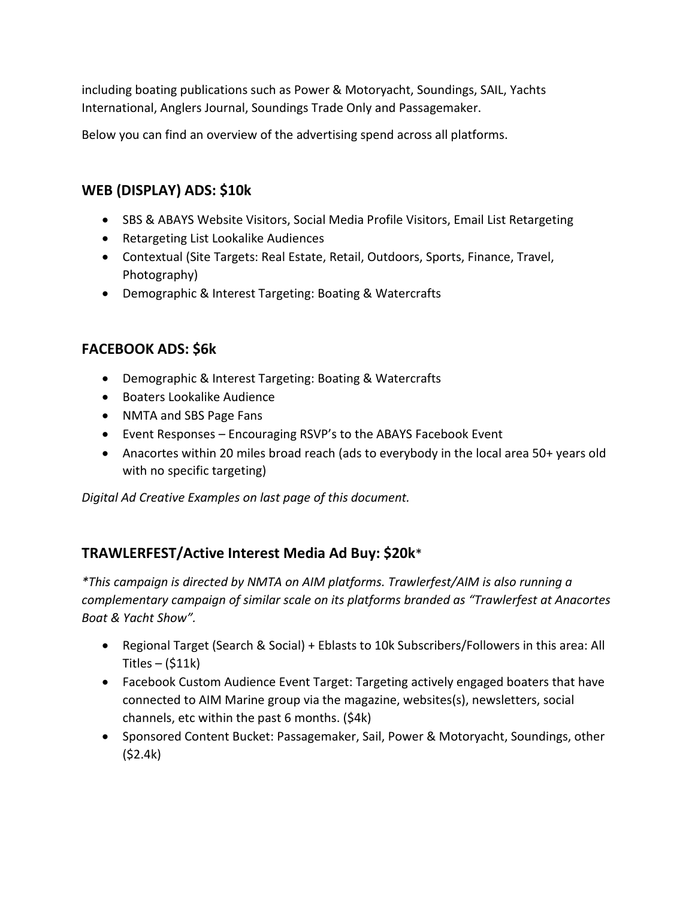including boating publications such as Power & Motoryacht, Soundings, SAIL, Yachts International, Anglers Journal, Soundings Trade Only and Passagemaker.

Below you can find an overview of the advertising spend across all platforms.

## WEB (DISPLAY) ADS: $10k

- SBS & ABAYS Website Visitors, Social Media Profile Visitors, Email List Retargeting
- Retargeting List Lookalike Audiences
- Contextual (Site Targets: Real Estate, Retail, Outdoors, Sports, Finance, Travel, Photography)
- Demographic & Interest Targeting: Boating & Watercrafts

## FACEBOOK ADS: $6k

- Demographic & Interest Targeting: Boating & Watercrafts
- Boaters Lookalike Audience
- NMTA and SBS Page Fans
- Event Responses – Encouraging RSVP's to the ABAYS Facebook Event
- Anacortes within 20 miles broad reach (ads to everybody in the local area 50+ years old with no specific targeting)

*Digital Ad Creative Examples on last page of this document.*

## TRAWLERFEST/Active Interest Media Ad Buy: $20k*

*\*This campaign is directed by NMTA on AIM platforms. Trawlerfest/AIM is also running a complementary campaign of similar scale on its platforms branded as "Trawlerfest at Anacortes Boat & Yacht Show".*

- Regional Target (Search & Social) + Eblasts to 10k Subscribers/Followers in this area: All Titles – ($11k)
- Facebook Custom Audience Event Target: Targeting actively engaged boaters that have connected to AIM Marine group via the magazine, websites(s), newsletters, social channels, etc within the past 6 months. ($4k)
- Sponsored Content Bucket: Passagemaker, Sail, Power & Motoryacht, Soundings, other ($2.4k)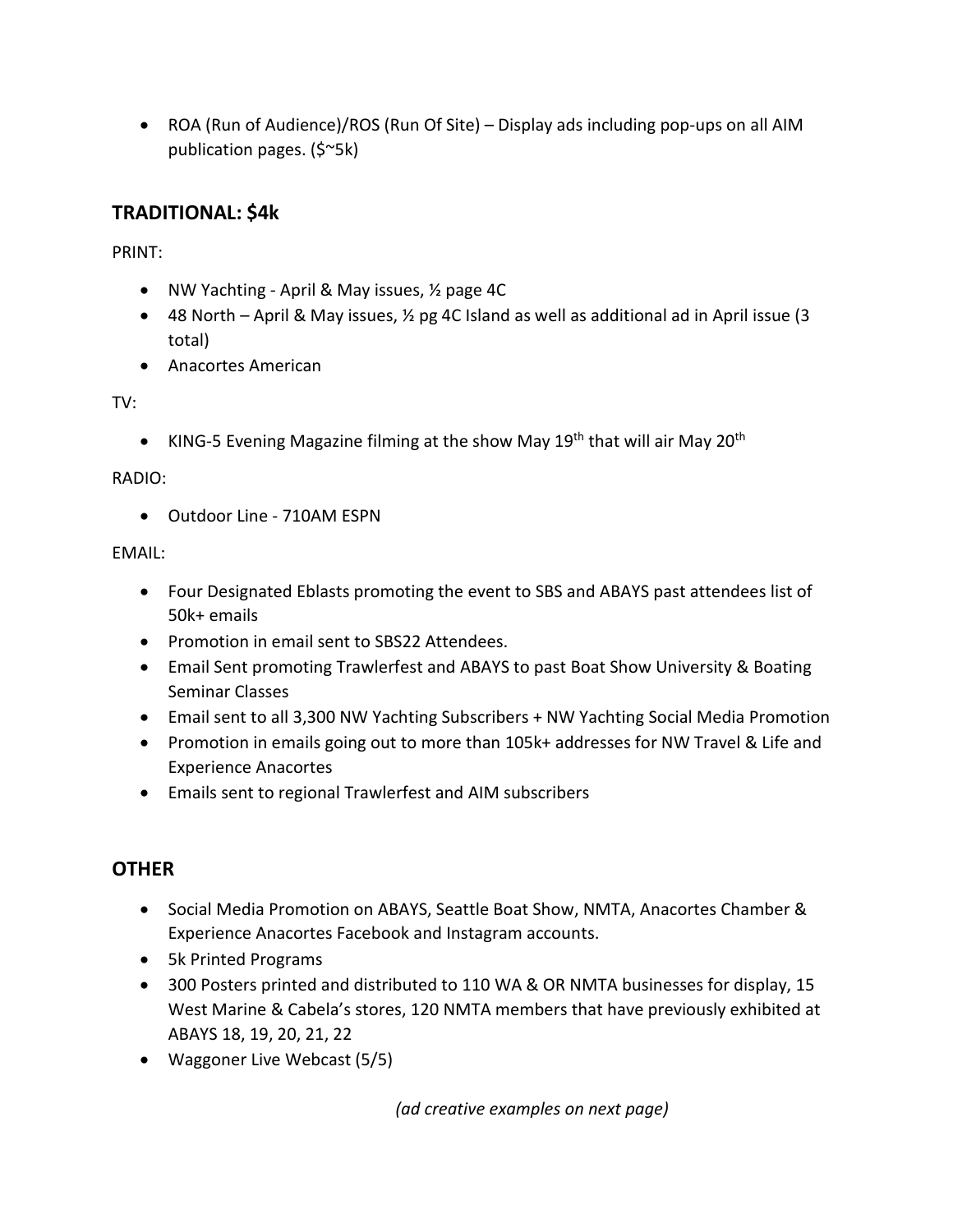- ROA (Run of Audience)/ROS (Run Of Site) – Display ads including pop-ups on all AIM publication pages. ($~5k)

## TRADITIONAL: $4k

PRINT:

- NW Yachting - April & May issues, ½ page 4C
- 48 North – April & May issues, ½ pg 4C Island as well as additional ad in April issue (3 total)
- Anacortes American

TV:

- KING-5 Evening Magazine filming at the show May 19th that will air May 20th

RADIO:

- Outdoor Line - 710AM ESPN

EMAIL:

- Four Designated Eblasts promoting the event to SBS and ABAYS past attendees list of 50k+ emails
- Promotion in email sent to SBS22 Attendees.
- Email Sent promoting Trawlerfest and ABAYS to past Boat Show University & Boating Seminar Classes
- Email sent to all 3,300 NW Yachting Subscribers + NW Yachting Social Media Promotion
- Promotion in emails going out to more than 105k+ addresses for NW Travel & Life and Experience Anacortes
- Emails sent to regional Trawlerfest and AIM subscribers

## OTHER

- Social Media Promotion on ABAYS, Seattle Boat Show, NMTA, Anacortes Chamber & Experience Anacortes Facebook and Instagram accounts.
- 5k Printed Programs
- 300 Posters printed and distributed to 110 WA & OR NMTA businesses for display, 15 West Marine & Cabela's stores, 120 NMTA members that have previously exhibited at ABAYS 18, 19, 20, 21, 22
- Waggoner Live Webcast (5/5)

*(ad creative examples on next page)*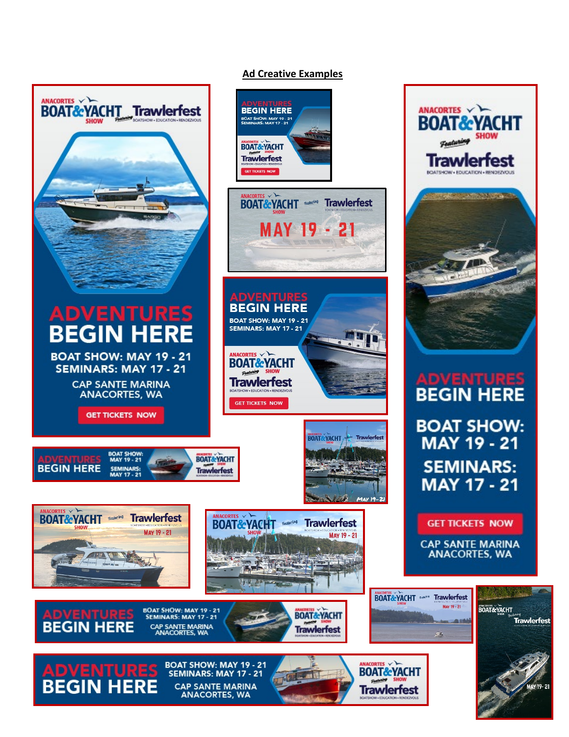## Ad Creative Examples